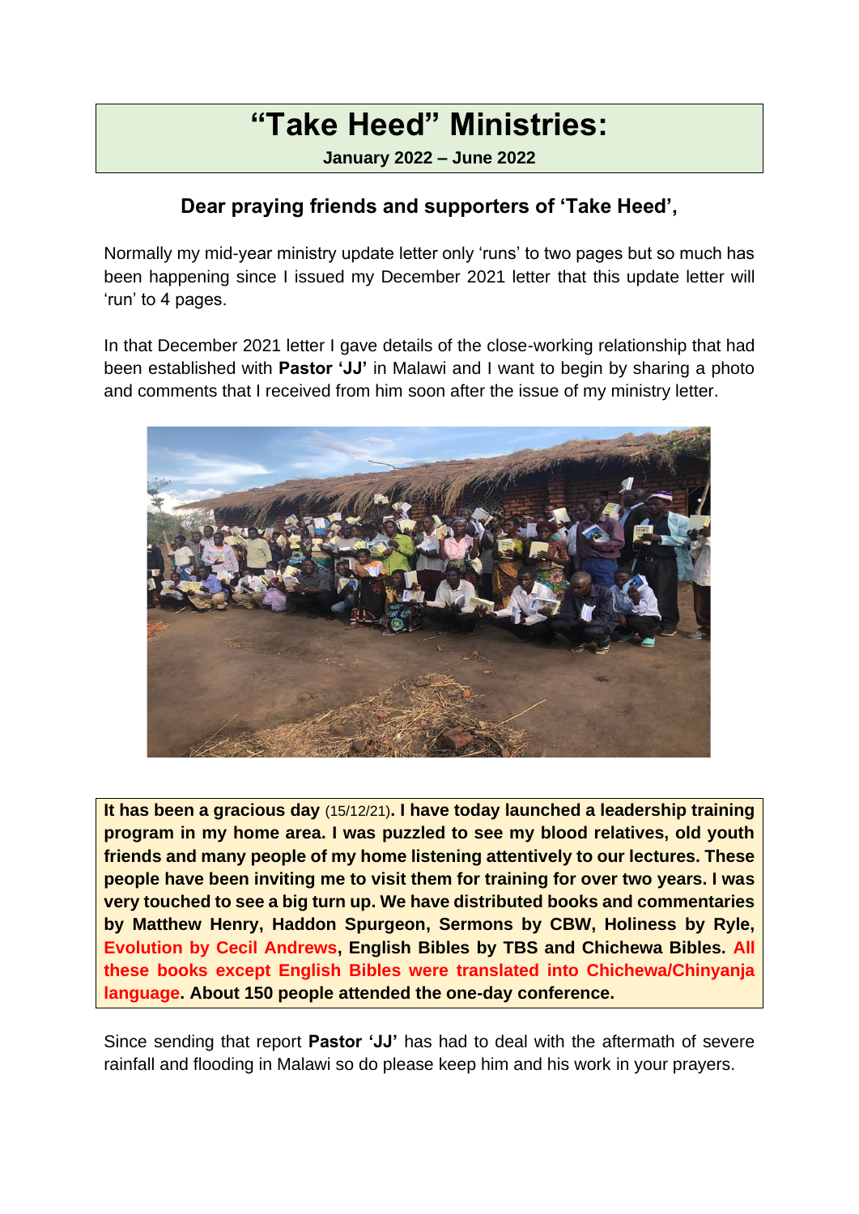# "Take Heed" Ministries:

**January 2022 – June 2022**

## Dear praying friends and supporters of 'Take Heed',

Normally my mid-year ministry update letter only 'runs' to two pages but so much has been happening since I issued my December 2021 letter that this update letter will 'run' to 4 pages.

In that December 2021 letter I gave details of the close-working relationship that had been established with **Pastor 'JJ'** in Malawi and I want to begin by sharing a photo and comments that I received from him soon after the issue of my ministry letter.

**It has been a gracious day** (15/12/21)**. I have today launched a leadership training program in my home area. I was puzzled to see my blood relatives, old youth friends and many people of my home listening attentively to our lectures. These people have been inviting me to visit them for training for over two years. I was very touched to see a big turn up. We have distributed books and commentaries by Matthew Henry, Haddon Spurgeon, Sermons by CBW, Holiness by Ryle, Evolution by Cecil Andrews, English Bibles by TBS and Chichewa Bibles. All these books except English Bibles were translated into Chichewa/Chinyanja language. About 150 people attended the one-day conference.**

Since sending that report **Pastor 'JJ'** has had to deal with the aftermath of severe rainfall and flooding in Malawi so do please keep him and his work in your prayers.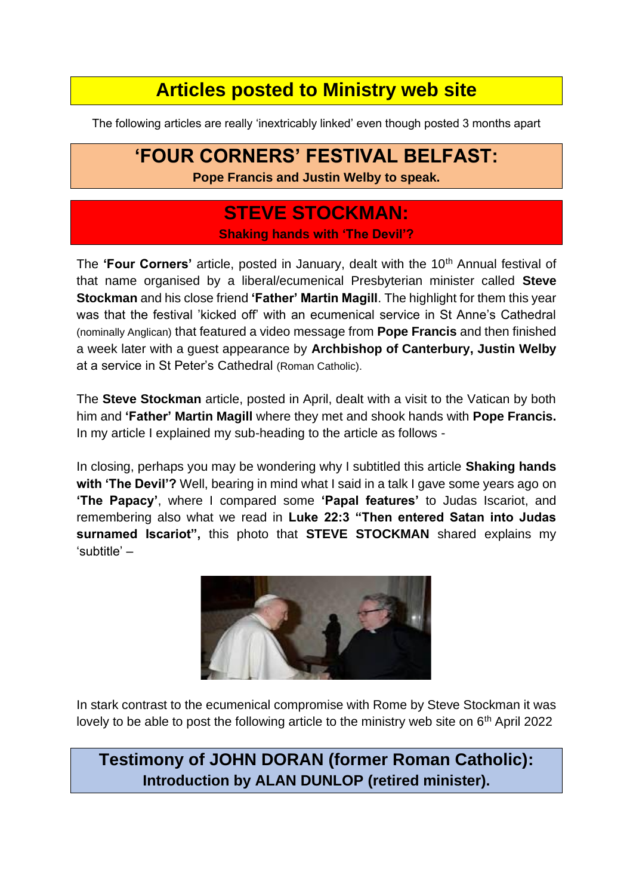# Articles posted to Ministry web site

The following articles are really 'inextricably linked' even though posted 3 months apart

## 'FOUR CORNERS' FESTIVAL BELFAST:

**Pope Francis and Justin Welby to speak.**

## STEVE STOCKMAN:

**Shaking hands with 'The Devil'?**

The **'Four Corners'** article, posted in January, dealt with the 10th Annual festival of that name organised by a liberal/ecumenical Presbyterian minister called **Steve Stockman** and his close friend **'Father' Martin Magill**. The highlight for them this year was that the festival 'kicked off' with an ecumenical service in St Anne's Cathedral (nominally Anglican) that featured a video message from **Pope Francis** and then finished a week later with a guest appearance by **Archbishop of Canterbury, Justin Welby** at a service in St Peter's Cathedral (Roman Catholic).

The **Steve Stockman** article, posted in April, dealt with a visit to the Vatican by both him and **'Father' Martin Magill** where they met and shook hands with **Pope Francis.** In my article I explained my sub-heading to the article as follows -

In closing, perhaps you may be wondering why I subtitled this article **Shaking hands with 'The Devil'?** Well, bearing in mind what I said in a talk I gave some years ago on **'The Papacy'**, where I compared some **'Papal features'** to Judas Iscariot, and remembering also what we read in **Luke 22:3 "Then entered Satan into Judas surnamed Iscariot",** this photo that **STEVE STOCKMAN** shared explains my 'subtitle' –

In stark contrast to the ecumenical compromise with Rome by Steve Stockman it was lovely to be able to post the following article to the ministry web site on 6th April 2022

## Testimony of JOHN DORAN (former Roman Catholic):

**Introduction by ALAN DUNLOP (retired minister).**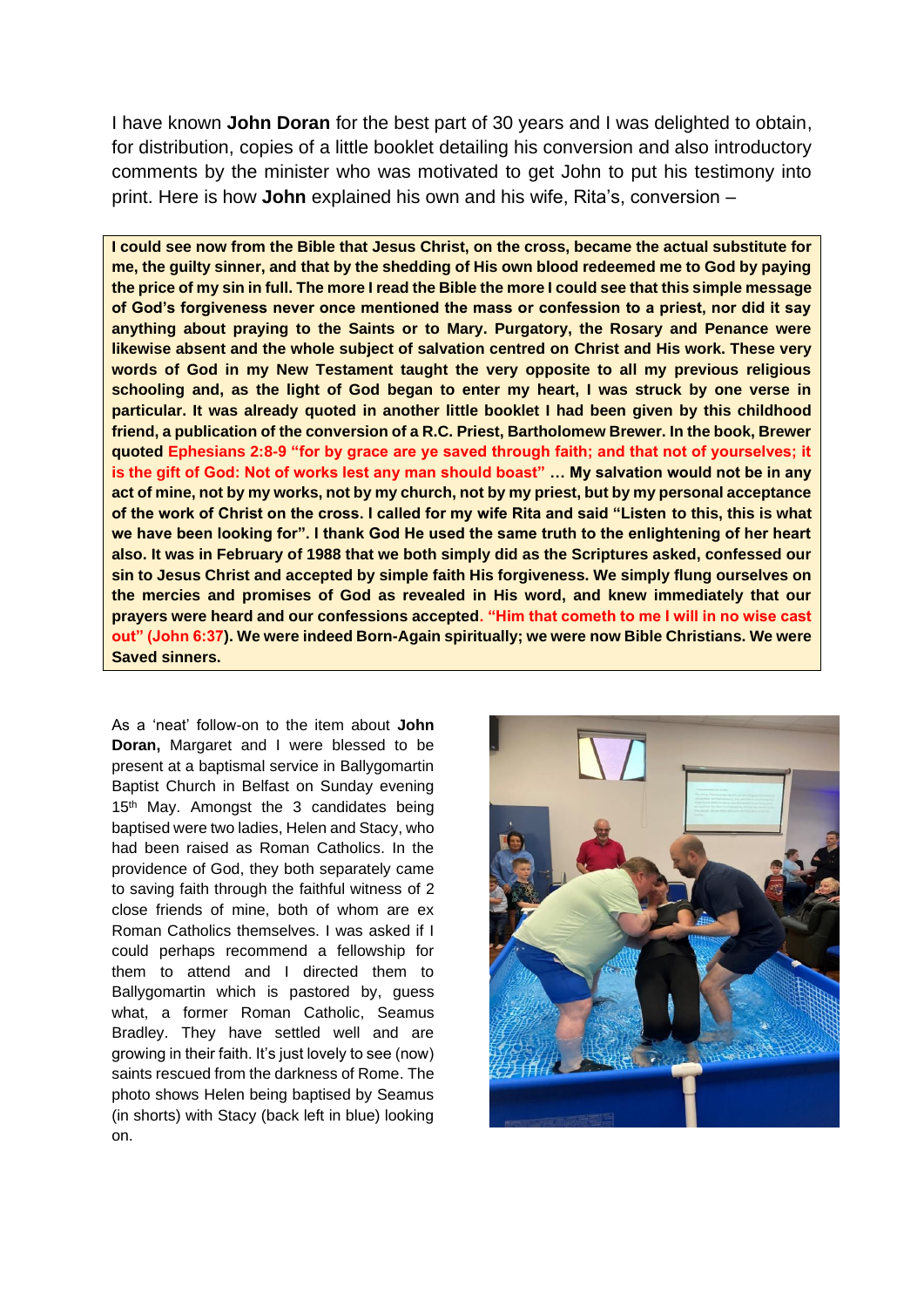I have known **John Doran** for the best part of 30 years and I was delighted to obtain, for distribution, copies of a little booklet detailing his conversion and also introductory comments by the minister who was motivated to get John to put his testimony into print. Here is how **John** explained his own and his wife, Rita's, conversion –

> **I could see now from the Bible that Jesus Christ, on the cross, became the actual substitute for me, the guilty sinner, and that by the shedding of His own blood redeemed me to God by paying the price of my sin in full. The more I read the Bible the more I could see that this simple message of God's forgiveness never once mentioned the mass or confession to a priest, nor did it say anything about praying to the Saints or to Mary. Purgatory, the Rosary and Penance were likewise absent and the whole subject of salvation centred on Christ and His work. These very words of God in my New Testament taught the very opposite to all my previous religious schooling and, as the light of God began to enter my heart, I was struck by one verse in particular. It was already quoted in another little booklet I had been given by this childhood friend, a publication of the conversion of a R.C. Priest, Bartholomew Brewer. In the book, Brewer quoted Ephesians 2:8-9 "for by grace are ye saved through faith; and that not of yourselves; it is the gift of God: Not of works lest any man should boast" … My salvation would not be in any act of mine, not by my works, not by my church, not by my priest, but by my personal acceptance of the work of Christ on the cross. I called for my wife Rita and said "Listen to this, this is what we have been looking for". I thank God He used the same truth to the enlightening of her heart also. It was in February of 1988 that we both simply did as the Scriptures asked, confessed our sin to Jesus Christ and accepted by simple faith His forgiveness. We simply flung ourselves on the mercies and promises of God as revealed in His word, and knew immediately that our prayers were heard and our confessions accepted. "Him that cometh to me I will in no wise cast out" (John 6:37). We were indeed Born-Again spiritually; we were now Bible Christians. We were Saved sinners.**

As a 'neat' follow-on to the item about **John Doran,** Margaret and I were blessed to be present at a baptismal service in Ballygomartin Baptist Church in Belfast on Sunday evening 15th May. Amongst the 3 candidates being baptised were two ladies, Helen and Stacy, who had been raised as Roman Catholics. In the providence of God, they both separately came to saving faith through the faithful witness of 2 close friends of mine, both of whom are ex Roman Catholics themselves. I was asked if I could perhaps recommend a fellowship for them to attend and I directed them to Ballygomartin which is pastored by, guess what, a former Roman Catholic, Seamus Bradley. They have settled well and are growing in their faith. It's just lovely to see (now) saints rescued from the darkness of Rome. The photo shows Helen being baptised by Seamus (in shorts) with Stacy (back left in blue) looking on.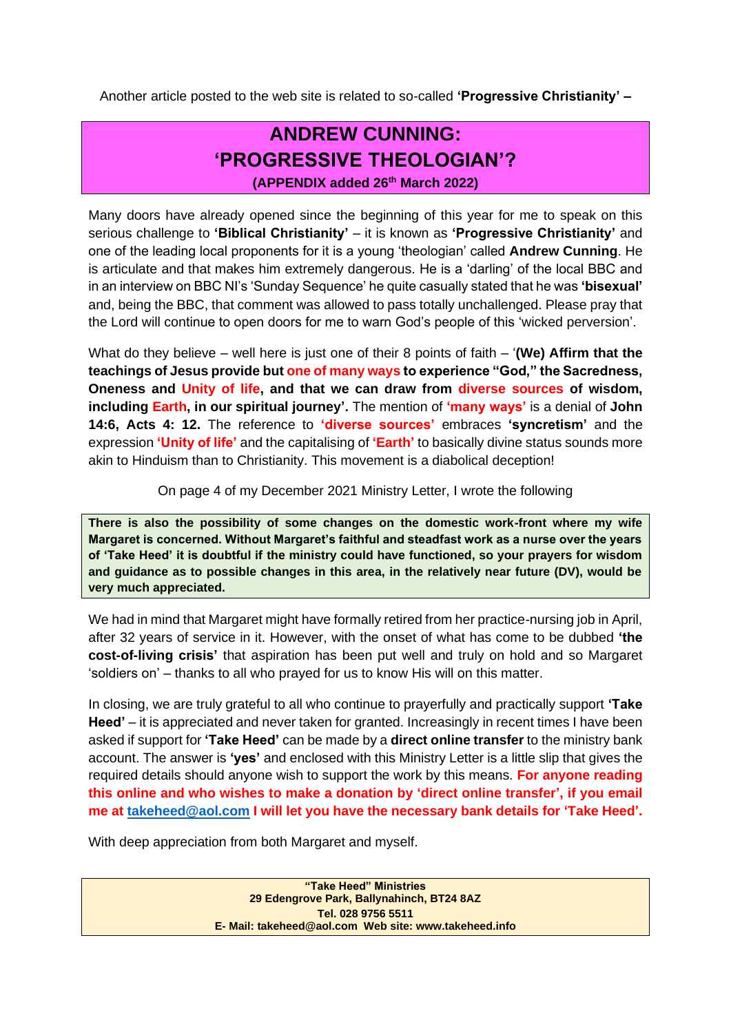Another article posted to the web site is related to so-called **'Progressive Christianity' –**

## ANDREW CUNNING: 'PROGRESSIVE THEOLOGIAN'?

**(APPENDIX added 26th March 2022)**

Many doors have already opened since the beginning of this year for me to speak on this serious challenge to **'Biblical Christianity'** – it is known as **'Progressive Christianity'** and one of the leading local proponents for it is a young 'theologian' called **Andrew Cunning**. He is articulate and that makes him extremely dangerous. He is a 'darling' of the local BBC and in an interview on BBC NI's 'Sunday Sequence' he quite casually stated that he was **'bisexual'** and, being the BBC, that comment was allowed to pass totally unchallenged. Please pray that the Lord will continue to open doors for me to warn God's people of this 'wicked perversion'.

What do they believe – well here is just one of their 8 points of faith – '**(We) Affirm that the teachings of Jesus provide but one of many ways to experience "God," the Sacredness, Oneness and Unity of life, and that we can draw from diverse sources of wisdom, including Earth, in our spiritual journey'.** The mention of **'many ways'** is a denial of **John 14:6, Acts 4: 12.** The reference to **'diverse sources'** embraces **'syncretism'** and the expression **'Unity of life'** and the capitalising of **'Earth'** to basically divine status sounds more akin to Hinduism than to Christianity. This movement is a diabolical deception!

On page 4 of my December 2021 Ministry Letter, I wrote the following

**There is also the possibility of some changes on the domestic work-front where my wife Margaret is concerned. Without Margaret's faithful and steadfast work as a nurse over the years of 'Take Heed' it is doubtful if the ministry could have functioned, so your prayers for wisdom and guidance as to possible changes in this area, in the relatively near future (DV), would be very much appreciated.**

We had in mind that Margaret might have formally retired from her practice-nursing job in April, after 32 years of service in it. However, with the onset of what has come to be dubbed **'the cost-of-living crisis'** that aspiration has been put well and truly on hold and so Margaret 'soldiers on' – thanks to all who prayed for us to know His will on this matter.

In closing, we are truly grateful to all who continue to prayerfully and practically support **'Take Heed'** – it is appreciated and never taken for granted. Increasingly in recent times I have been asked if support for **'Take Heed'** can be made by a **direct online transfer** to the ministry bank account. The answer is **'yes'** and enclosed with this Ministry Letter is a little slip that gives the required details should anyone wish to support the work by this means. **For anyone reading this online and who wishes to make a donation by 'direct online transfer', if you email me at takeheed@aol.com I will let you have the necessary bank details for 'Take Heed'.**

With deep appreciation from both Margaret and myself.

**"Take Heed" Ministries**
**29 Edengrove Park, Ballynahinch, BT24 8AZ**
**Tel. 028 9756 5511**
**E- Mail: takeheed@aol.com Web site: www.takeheed.info**